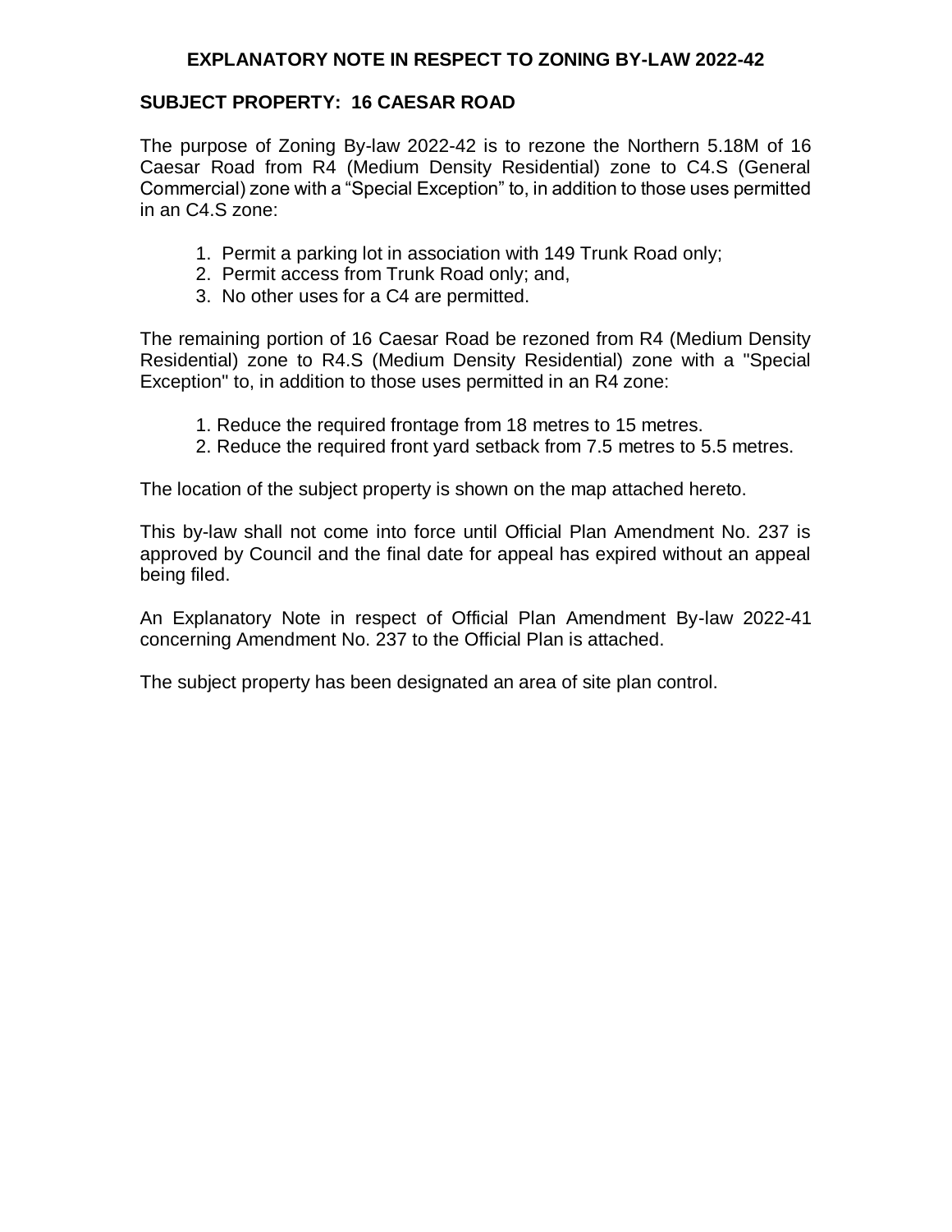# EXPLANATORY NOTE IN RESPECT TO ZONING BY-LAW 2022-42

## SUBJECT PROPERTY: 16 CAESAR ROAD

The purpose of Zoning By-law 2022-42 is to rezone the Northern 5.18M of 16 Caesar Road from R4 (Medium Density Residential) zone to C4.S (General Commercial) zone with a "Special Exception" to, in addition to those uses permitted in an C4.S zone:

1. Permit a parking lot in association with 149 Trunk Road only;
2. Permit access from Trunk Road only; and,
3. No other uses for a C4 are permitted.

The remaining portion of 16 Caesar Road be rezoned from R4 (Medium Density Residential) zone to R4.S (Medium Density Residential) zone with a "Special Exception" to, in addition to those uses permitted in an R4 zone:

1. Reduce the required frontage from 18 metres to 15 metres.
2. Reduce the required front yard setback from 7.5 metres to 5.5 metres.

The location of the subject property is shown on the map attached hereto.

This by-law shall not come into force until Official Plan Amendment No. 237 is approved by Council and the final date for appeal has expired without an appeal being filed.

An Explanatory Note in respect of Official Plan Amendment By-law 2022-41 concerning Amendment No. 237 to the Official Plan is attached.

The subject property has been designated an area of site plan control.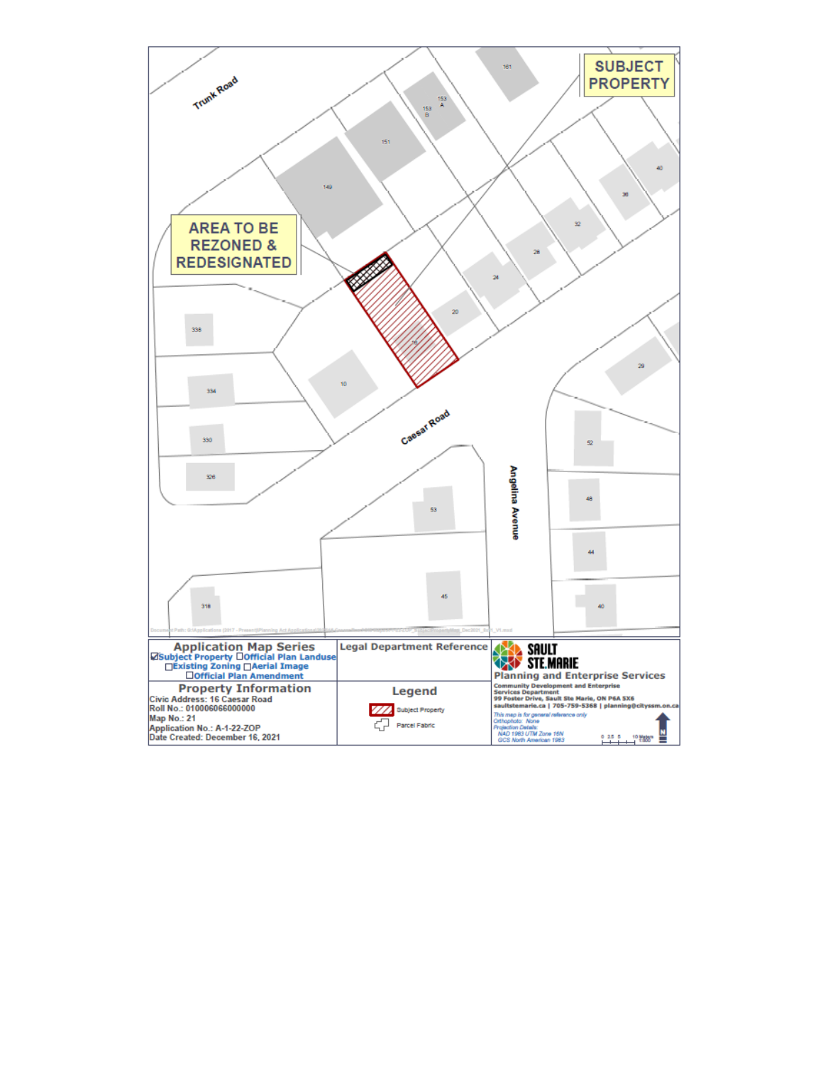SUBJECT PROPERTY

AREA TO BE REZONED & REDESIGNATED

Trunk Road

Caesar Road

Angelina Avenue

161

153 A

153 B

151

149

40

36

32

28

24

20

16

10

338

334

330

326

29

52

48

44

40

53

45

318

**Application Map Series**

☑Subject Property ☐Official Plan Landuse
☐Existing Zoning ☐Aerial Image
☐Official Plan Amendment

**Legal Department Reference**

**SAULT STE. MARIE**

**Planning and Enterprise Services**

**Community Development and Enterprise Services Department**
**99 Foster Drive, Sault Ste Marie, ON P6A 5X6**
**saultstemarie.ca | 705-759-5368 | planning@cityssm.on.ca**

*This map is for general reference only*
*Orthophoto: None*
*Projection Details:*
*NAD 1983 UTM Zone 16N*
*GCS North American 1983*

0 2.5 5 10 Meters
1:800

**Property Information**

Civic Address: 16 Caesar Road
Roll No.: 010006066000000
Map No.: 21
Application No.: A-1-22-ZOP
Date Created: December 16, 2021

**Legend**

Subject Property

Parcel Fabric